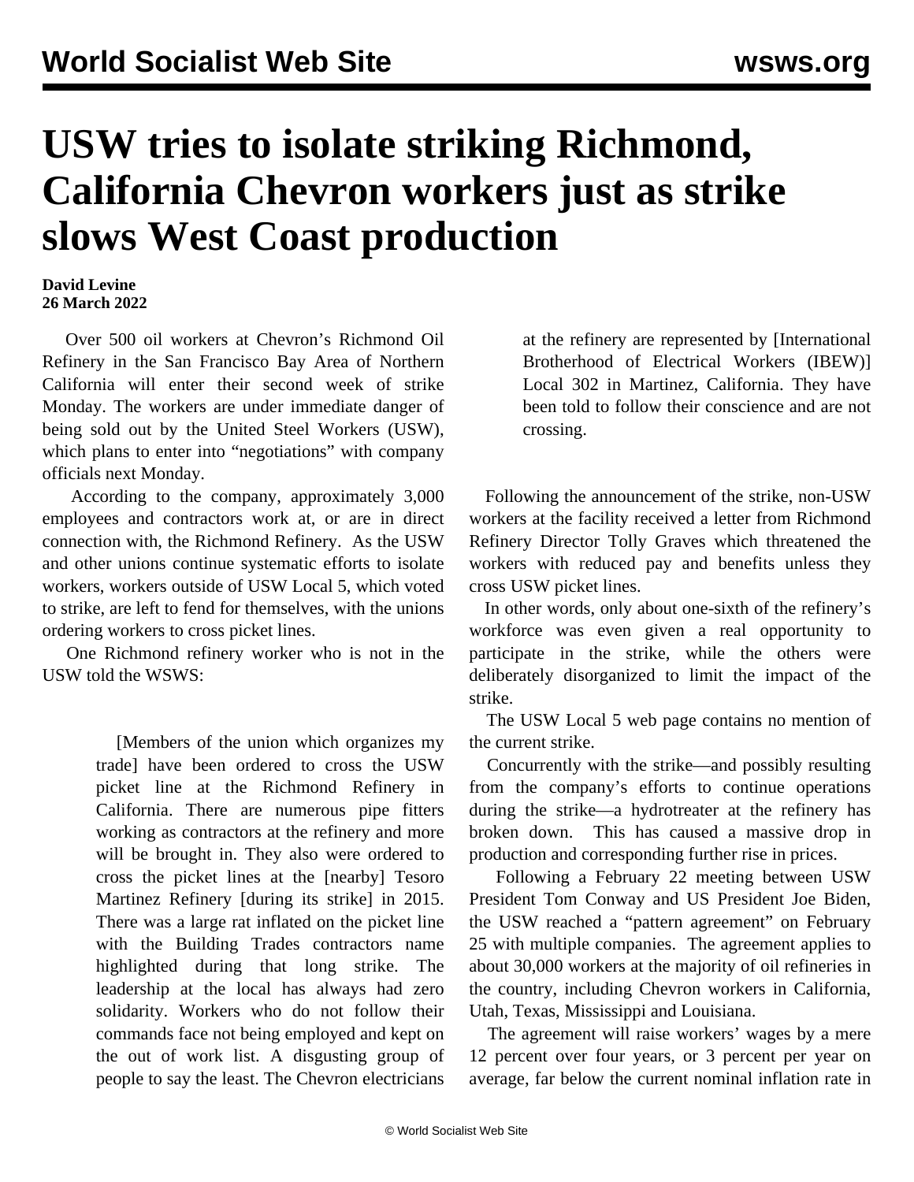// World Socialist Web Site — wsws.org

# USW tries to isolate striking Richmond, California Chevron workers just as strike slows West Coast production

**David Levine**
**26 March 2022**

Over 500 oil workers at Chevron's Richmond Oil Refinery in the San Francisco Bay Area of Northern California will enter their second week of strike Monday. The workers are under immediate danger of being sold out by the United Steel Workers (USW), which plans to enter into "negotiations" with company officials next Monday.

According to the company, approximately 3,000 employees and contractors work at, or are in direct connection with, the Richmond Refinery. As the USW and other unions continue systematic efforts to isolate workers, workers outside of USW Local 5, which voted to strike, are left to fend for themselves, with the unions ordering workers to cross picket lines.

One Richmond refinery worker who is not in the USW told the WSWS:

> [Members of the union which organizes my trade] have been ordered to cross the USW picket line at the Richmond Refinery in California. There are numerous pipe fitters working as contractors at the refinery and more will be brought in. They also were ordered to cross the picket lines at the [nearby] Tesoro Martinez Refinery [during its strike] in 2015. There was a large rat inflated on the picket line with the Building Trades contractors name highlighted during that long strike. The leadership at the local has always had zero solidarity. Workers who do not follow their commands face not being employed and kept on the out of work list. A disgusting group of people to say the least. The Chevron electricians at the refinery are represented by [International Brotherhood of Electrical Workers (IBEW)] Local 302 in Martinez, California. They have been told to follow their conscience and are not crossing.

Following the announcement of the strike, non-USW workers at the facility received a letter from Richmond Refinery Director Tolly Graves which threatened the workers with reduced pay and benefits unless they cross USW picket lines.

In other words, only about one-sixth of the refinery's workforce was even given a real opportunity to participate in the strike, while the others were deliberately disorganized to limit the impact of the strike.

The USW Local 5 web page contains no mention of the current strike.

Concurrently with the strike—and possibly resulting from the company's efforts to continue operations during the strike—a hydrotreater at the refinery has broken down. This has caused a massive drop in production and corresponding further rise in prices.

Following a February 22 meeting between USW President Tom Conway and US President Joe Biden, the USW reached a "pattern agreement" on February 25 with multiple companies. The agreement applies to about 30,000 workers at the majority of oil refineries in the country, including Chevron workers in California, Utah, Texas, Mississippi and Louisiana.

The agreement will raise workers' wages by a mere 12 percent over four years, or 3 percent per year on average, far below the current nominal inflation rate in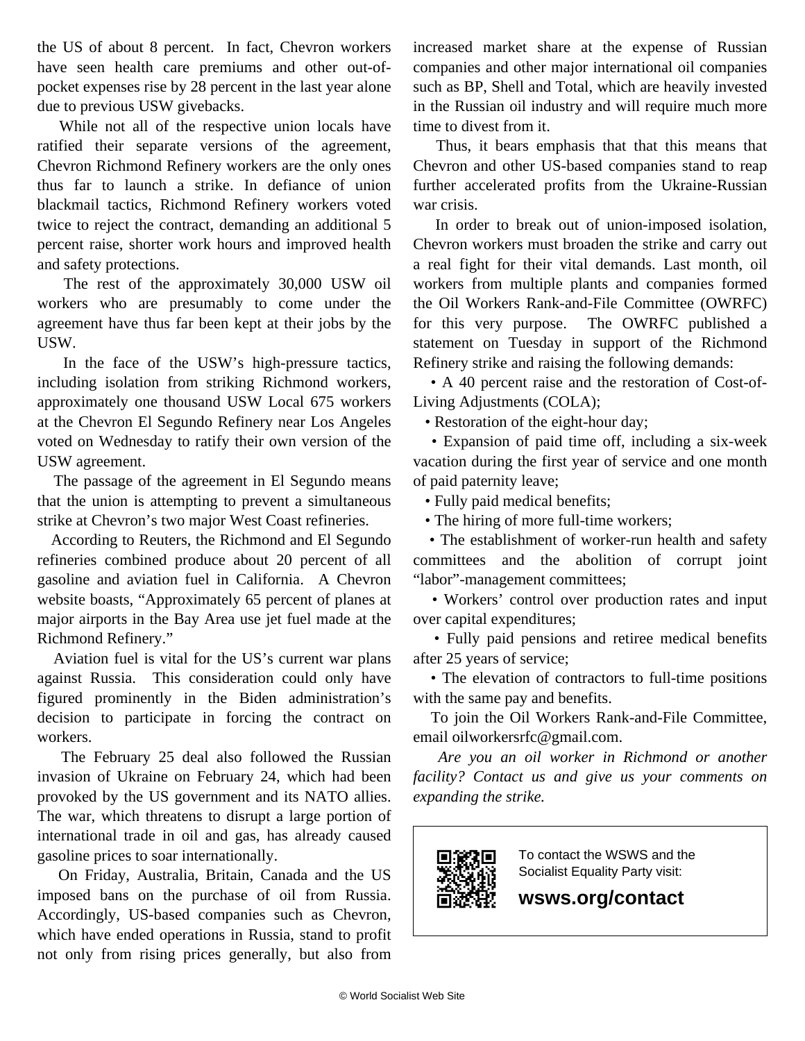the US of about 8 percent. In fact, Chevron workers have seen health care premiums and other out-of-pocket expenses rise by 28 percent in the last year alone due to previous USW givebacks.

While not all of the respective union locals have ratified their separate versions of the agreement, Chevron Richmond Refinery workers are the only ones thus far to launch a strike. In defiance of union blackmail tactics, Richmond Refinery workers voted twice to reject the contract, demanding an additional 5 percent raise, shorter work hours and improved health and safety protections.

The rest of the approximately 30,000 USW oil workers who are presumably to come under the agreement have thus far been kept at their jobs by the USW.

In the face of the USW's high-pressure tactics, including isolation from striking Richmond workers, approximately one thousand USW Local 675 workers at the Chevron El Segundo Refinery near Los Angeles voted on Wednesday to ratify their own version of the USW agreement.

The passage of the agreement in El Segundo means that the union is attempting to prevent a simultaneous strike at Chevron's two major West Coast refineries.

According to Reuters, the Richmond and El Segundo refineries combined produce about 20 percent of all gasoline and aviation fuel in California. A Chevron website boasts, "Approximately 65 percent of planes at major airports in the Bay Area use jet fuel made at the Richmond Refinery."

Aviation fuel is vital for the US's current war plans against Russia. This consideration could only have figured prominently in the Biden administration's decision to participate in forcing the contract on workers.

The February 25 deal also followed the Russian invasion of Ukraine on February 24, which had been provoked by the US government and its NATO allies. The war, which threatens to disrupt a large portion of international trade in oil and gas, has already caused gasoline prices to soar internationally.

On Friday, Australia, Britain, Canada and the US imposed bans on the purchase of oil from Russia. Accordingly, US-based companies such as Chevron, which have ended operations in Russia, stand to profit not only from rising prices generally, but also from increased market share at the expense of Russian companies and other major international oil companies such as BP, Shell and Total, which are heavily invested in the Russian oil industry and will require much more time to divest from it.

Thus, it bears emphasis that that this means that Chevron and other US-based companies stand to reap further accelerated profits from the Ukraine-Russian war crisis.

In order to break out of union-imposed isolation, Chevron workers must broaden the strike and carry out a real fight for their vital demands. Last month, oil workers from multiple plants and companies formed the Oil Workers Rank-and-File Committee (OWRFC) for this very purpose. The OWRFC published a statement on Tuesday in support of the Richmond Refinery strike and raising the following demands:

- A 40 percent raise and the restoration of Cost-of-Living Adjustments (COLA);
- Restoration of the eight-hour day;
- Expansion of paid time off, including a six-week vacation during the first year of service and one month of paid paternity leave;
- Fully paid medical benefits;
- The hiring of more full-time workers;
- The establishment of worker-run health and safety committees and the abolition of corrupt joint "labor"-management committees;
- Workers' control over production rates and input over capital expenditures;
- Fully paid pensions and retiree medical benefits after 25 years of service;
- The elevation of contractors to full-time positions with the same pay and benefits.

To join the Oil Workers Rank-and-File Committee, email oilworkersrfc@gmail.com.

*Are you an oil worker in Richmond or another facility? Contact us and give us your comments on expanding the strike.*

To contact the WSWS and the Socialist Equality Party visit:

**wsws.org/contact**